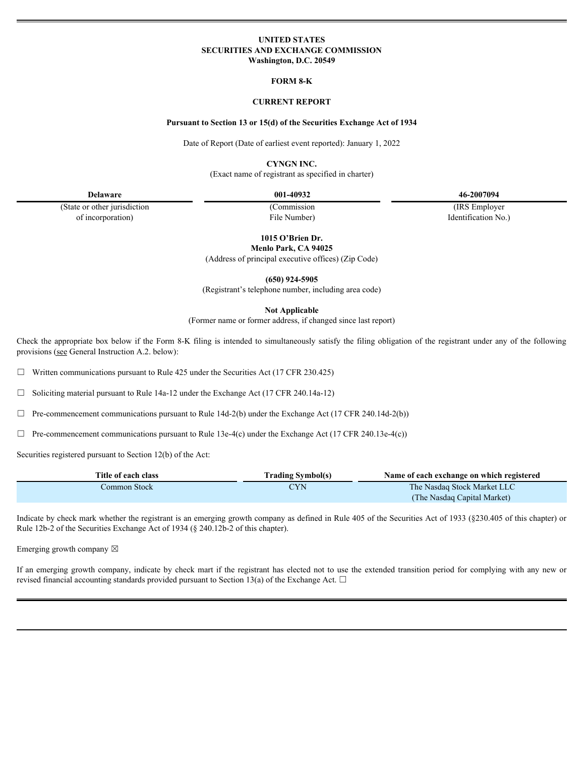**UNITED STATES**
**SECURITIES AND EXCHANGE COMMISSION**
**Washington, D.C. 20549**

**FORM 8-K**

**CURRENT REPORT**

**Pursuant to Section 13 or 15(d) of the Securities Exchange Act of 1934**

Date of Report (Date of earliest event reported): January 1, 2022

**CYNGN INC.**
(Exact name of registrant as specified in charter)

| **Delaware** | **001-40932** | **46-2007094** |
|---|---|---|
| (State or other jurisdiction of incorporation) | (Commission File Number) | (IRS Employer Identification No.) |

**1015 O'Brien Dr.**
**Menlo Park, CA 94025**
(Address of principal executive offices) (Zip Code)

**(650) 924-5905**
(Registrant's telephone number, including area code)

**Not Applicable**
(Former name or former address, if changed since last report)

Check the appropriate box below if the Form 8-K filing is intended to simultaneously satisfy the filing obligation of the registrant under any of the following provisions (see General Instruction A.2. below):

☐ Written communications pursuant to Rule 425 under the Securities Act (17 CFR 230.425)

☐ Soliciting material pursuant to Rule 14a-12 under the Exchange Act (17 CFR 240.14a-12)

☐ Pre-commencement communications pursuant to Rule 14d-2(b) under the Exchange Act (17 CFR 240.14d-2(b))

☐ Pre-commencement communications pursuant to Rule 13e-4(c) under the Exchange Act (17 CFR 240.13e-4(c))

Securities registered pursuant to Section 12(b) of the Act:

| Title of each class | Trading Symbol(s) | Name of each exchange on which registered |
|---|---|---|
| Common Stock | CYN | The Nasdaq Stock Market LLC (The Nasdaq Capital Market) |

Indicate by check mark whether the registrant is an emerging growth company as defined in Rule 405 of the Securities Act of 1933 (§230.405 of this chapter) or Rule 12b-2 of the Securities Exchange Act of 1934 (§ 240.12b-2 of this chapter).

Emerging growth company ☒

If an emerging growth company, indicate by check mart if the registrant has elected not to use the extended transition period for complying with any new or revised financial accounting standards provided pursuant to Section 13(a) of the Exchange Act. ☐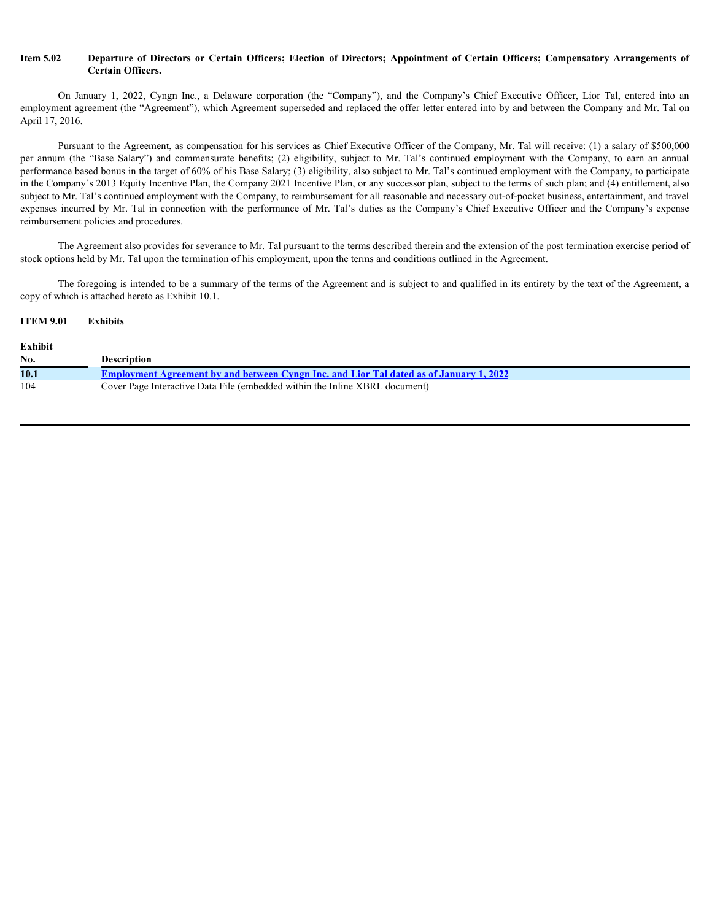**Item 5.02 Departure of Directors or Certain Officers; Election of Directors; Appointment of Certain Officers; Compensatory Arrangements of Certain Officers.**

On January 1, 2022, Cyngn Inc., a Delaware corporation (the "Company"), and the Company's Chief Executive Officer, Lior Tal, entered into an employment agreement (the "Agreement"), which Agreement superseded and replaced the offer letter entered into by and between the Company and Mr. Tal on April 17, 2016.

Pursuant to the Agreement, as compensation for his services as Chief Executive Officer of the Company, Mr. Tal will receive: (1) a salary of $500,000 per annum (the "Base Salary") and commensurate benefits; (2) eligibility, subject to Mr. Tal's continued employment with the Company, to earn an annual performance based bonus in the target of 60% of his Base Salary; (3) eligibility, also subject to Mr. Tal's continued employment with the Company, to participate in the Company's 2013 Equity Incentive Plan, the Company 2021 Incentive Plan, or any successor plan, subject to the terms of such plan; and (4) entitlement, also subject to Mr. Tal's continued employment with the Company, to reimbursement for all reasonable and necessary out-of-pocket business, entertainment, and travel expenses incurred by Mr. Tal in connection with the performance of Mr. Tal's duties as the Company's Chief Executive Officer and the Company's expense reimbursement policies and procedures.

The Agreement also provides for severance to Mr. Tal pursuant to the terms described therein and the extension of the post termination exercise period of stock options held by Mr. Tal upon the termination of his employment, upon the terms and conditions outlined in the Agreement.

The foregoing is intended to be a summary of the terms of the Agreement and is subject to and qualified in its entirety by the text of the Agreement, a copy of which is attached hereto as Exhibit 10.1.

**ITEM 9.01 Exhibits**

| Exhibit No. | Description |
|---|---|
| **10.1** | **Employment Agreement by and between Cyngn Inc. and Lior Tal dated as of January 1, 2022** |
| 104 | Cover Page Interactive Data File (embedded within the Inline XBRL document) |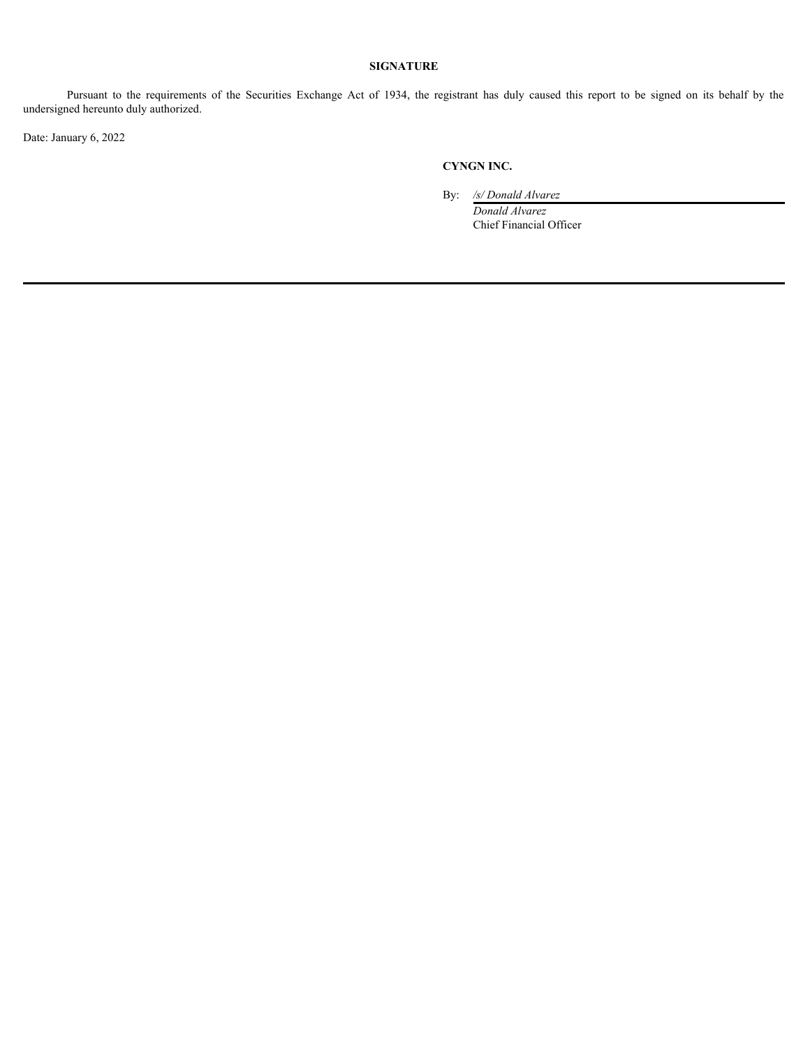## SIGNATURE

Pursuant to the requirements of the Securities Exchange Act of 1934, the registrant has duly caused this report to be signed on its behalf by the undersigned hereunto duly authorized.

Date: January 6, 2022

**CYNGN INC.**

By: */s/ Donald Alvarez*

*Donald Alvarez*
Chief Financial Officer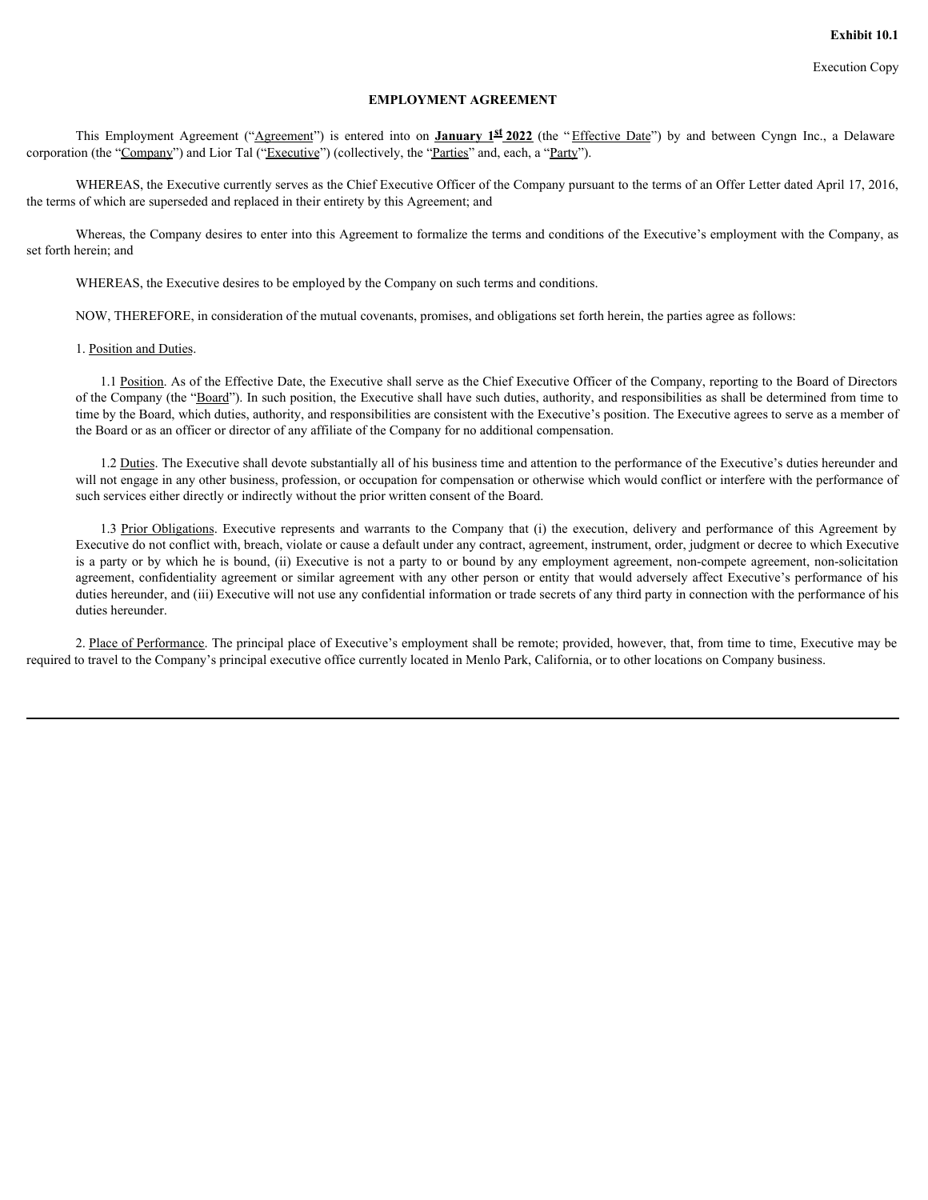**Exhibit 10.1**

Execution Copy

# EMPLOYMENT AGREEMENT

This Employment Agreement ("Agreement") is entered into on **January 1st 2022** (the "Effective Date") by and between Cyngn Inc., a Delaware corporation (the "Company") and Lior Tal ("Executive") (collectively, the "Parties" and, each, a "Party").

WHEREAS, the Executive currently serves as the Chief Executive Officer of the Company pursuant to the terms of an Offer Letter dated April 17, 2016, the terms of which are superseded and replaced in their entirety by this Agreement; and

Whereas, the Company desires to enter into this Agreement to formalize the terms and conditions of the Executive's employment with the Company, as set forth herein; and

WHEREAS, the Executive desires to be employed by the Company on such terms and conditions.

NOW, THEREFORE, in consideration of the mutual covenants, promises, and obligations set forth herein, the parties agree as follows:

1. Position and Duties.

1.1 Position. As of the Effective Date, the Executive shall serve as the Chief Executive Officer of the Company, reporting to the Board of Directors of the Company (the "Board"). In such position, the Executive shall have such duties, authority, and responsibilities as shall be determined from time to time by the Board, which duties, authority, and responsibilities are consistent with the Executive's position. The Executive agrees to serve as a member of the Board or as an officer or director of any affiliate of the Company for no additional compensation.

1.2 Duties. The Executive shall devote substantially all of his business time and attention to the performance of the Executive's duties hereunder and will not engage in any other business, profession, or occupation for compensation or otherwise which would conflict or interfere with the performance of such services either directly or indirectly without the prior written consent of the Board.

1.3 Prior Obligations. Executive represents and warrants to the Company that (i) the execution, delivery and performance of this Agreement by Executive do not conflict with, breach, violate or cause a default under any contract, agreement, instrument, order, judgment or decree to which Executive is a party or by which he is bound, (ii) Executive is not a party to or bound by any employment agreement, non-compete agreement, non-solicitation agreement, confidentiality agreement or similar agreement with any other person or entity that would adversely affect Executive's performance of his duties hereunder, and (iii) Executive will not use any confidential information or trade secrets of any third party in connection with the performance of his duties hereunder.

2. Place of Performance. The principal place of Executive's employment shall be remote; provided, however, that, from time to time, Executive may be required to travel to the Company's principal executive office currently located in Menlo Park, California, or to other locations on Company business.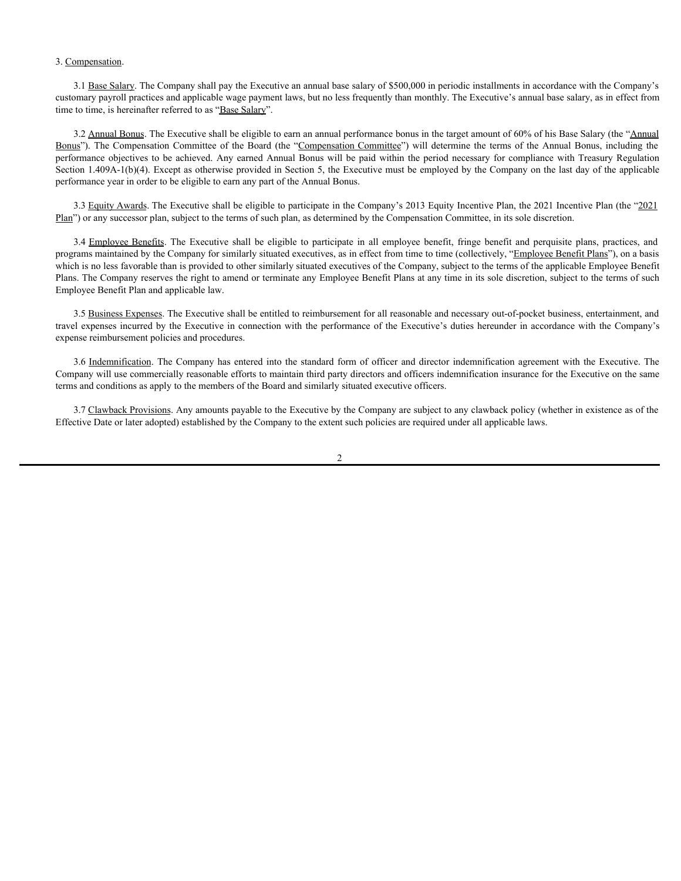3. Compensation.

3.1 Base Salary. The Company shall pay the Executive an annual base salary of $500,000 in periodic installments in accordance with the Company's customary payroll practices and applicable wage payment laws, but no less frequently than monthly. The Executive's annual base salary, as in effect from time to time, is hereinafter referred to as "Base Salary".

3.2 Annual Bonus. The Executive shall be eligible to earn an annual performance bonus in the target amount of 60% of his Base Salary (the "Annual Bonus"). The Compensation Committee of the Board (the "Compensation Committee") will determine the terms of the Annual Bonus, including the performance objectives to be achieved. Any earned Annual Bonus will be paid within the period necessary for compliance with Treasury Regulation Section 1.409A-1(b)(4). Except as otherwise provided in Section 5, the Executive must be employed by the Company on the last day of the applicable performance year in order to be eligible to earn any part of the Annual Bonus.

3.3 Equity Awards. The Executive shall be eligible to participate in the Company's 2013 Equity Incentive Plan, the 2021 Incentive Plan (the "2021 Plan") or any successor plan, subject to the terms of such plan, as determined by the Compensation Committee, in its sole discretion.

3.4 Employee Benefits. The Executive shall be eligible to participate in all employee benefit, fringe benefit and perquisite plans, practices, and programs maintained by the Company for similarly situated executives, as in effect from time to time (collectively, "Employee Benefit Plans"), on a basis which is no less favorable than is provided to other similarly situated executives of the Company, subject to the terms of the applicable Employee Benefit Plans. The Company reserves the right to amend or terminate any Employee Benefit Plans at any time in its sole discretion, subject to the terms of such Employee Benefit Plan and applicable law.

3.5 Business Expenses. The Executive shall be entitled to reimbursement for all reasonable and necessary out-of-pocket business, entertainment, and travel expenses incurred by the Executive in connection with the performance of the Executive's duties hereunder in accordance with the Company's expense reimbursement policies and procedures.

3.6 Indemnification. The Company has entered into the standard form of officer and director indemnification agreement with the Executive. The Company will use commercially reasonable efforts to maintain third party directors and officers indemnification insurance for the Executive on the same terms and conditions as apply to the members of the Board and similarly situated executive officers.

3.7 Clawback Provisions. Any amounts payable to the Executive by the Company are subject to any clawback policy (whether in existence as of the Effective Date or later adopted) established by the Company to the extent such policies are required under all applicable laws.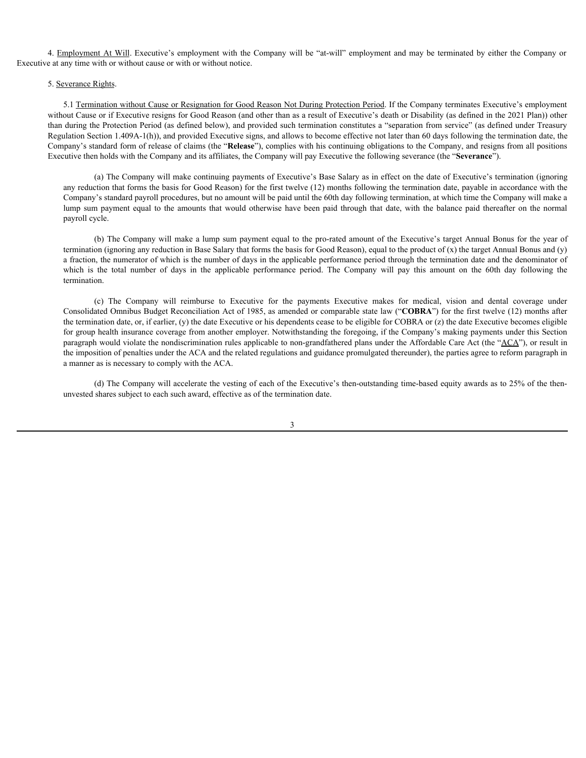4. Employment At Will. Executive's employment with the Company will be "at-will" employment and may be terminated by either the Company or Executive at any time with or without cause or with or without notice.

5. Severance Rights.

5.1 Termination without Cause or Resignation for Good Reason Not During Protection Period. If the Company terminates Executive's employment without Cause or if Executive resigns for Good Reason (and other than as a result of Executive's death or Disability (as defined in the 2021 Plan)) other than during the Protection Period (as defined below), and provided such termination constitutes a "separation from service" (as defined under Treasury Regulation Section 1.409A-1(h)), and provided Executive signs, and allows to become effective not later than 60 days following the termination date, the Company's standard form of release of claims (the "**Release**"), complies with his continuing obligations to the Company, and resigns from all positions Executive then holds with the Company and its affiliates, the Company will pay Executive the following severance (the "**Severance**").

(a) The Company will make continuing payments of Executive's Base Salary as in effect on the date of Executive's termination (ignoring any reduction that forms the basis for Good Reason) for the first twelve (12) months following the termination date, payable in accordance with the Company's standard payroll procedures, but no amount will be paid until the 60th day following termination, at which time the Company will make a lump sum payment equal to the amounts that would otherwise have been paid through that date, with the balance paid thereafter on the normal payroll cycle.

(b) The Company will make a lump sum payment equal to the pro-rated amount of the Executive's target Annual Bonus for the year of termination (ignoring any reduction in Base Salary that forms the basis for Good Reason), equal to the product of (x) the target Annual Bonus and (y) a fraction, the numerator of which is the number of days in the applicable performance period through the termination date and the denominator of which is the total number of days in the applicable performance period. The Company will pay this amount on the 60th day following the termination.

(c) The Company will reimburse to Executive for the payments Executive makes for medical, vision and dental coverage under Consolidated Omnibus Budget Reconciliation Act of 1985, as amended or comparable state law ("**COBRA**") for the first twelve (12) months after the termination date, or, if earlier, (y) the date Executive or his dependents cease to be eligible for COBRA or (z) the date Executive becomes eligible for group health insurance coverage from another employer. Notwithstanding the foregoing, if the Company's making payments under this Section paragraph would violate the nondiscrimination rules applicable to non-grandfathered plans under the Affordable Care Act (the "ACA"), or result in the imposition of penalties under the ACA and the related regulations and guidance promulgated thereunder), the parties agree to reform paragraph in a manner as is necessary to comply with the ACA.

(d) The Company will accelerate the vesting of each of the Executive's then-outstanding time-based equity awards as to 25% of the then-unvested shares subject to each such award, effective as of the termination date.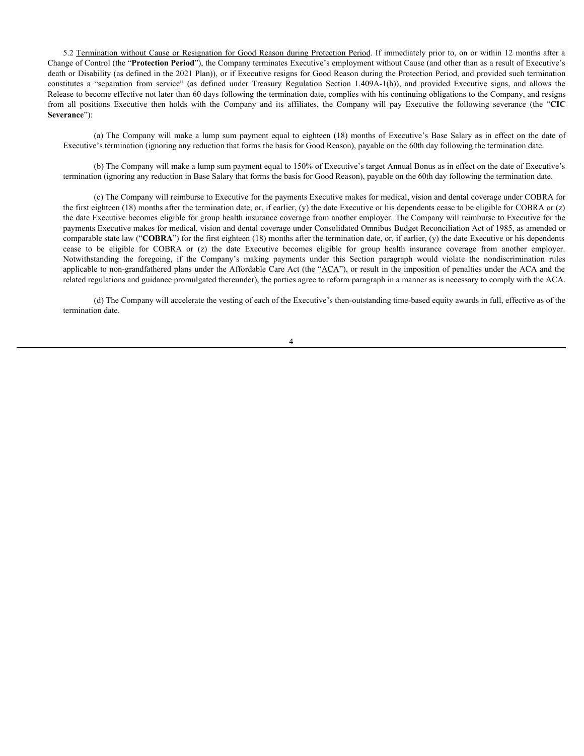5.2 Termination without Cause or Resignation for Good Reason during Protection Period. If immediately prior to, on or within 12 months after a Change of Control (the "**Protection Period**"), the Company terminates Executive's employment without Cause (and other than as a result of Executive's death or Disability (as defined in the 2021 Plan)), or if Executive resigns for Good Reason during the Protection Period, and provided such termination constitutes a "separation from service" (as defined under Treasury Regulation Section 1.409A-1(h)), and provided Executive signs, and allows the Release to become effective not later than 60 days following the termination date, complies with his continuing obligations to the Company, and resigns from all positions Executive then holds with the Company and its affiliates, the Company will pay Executive the following severance (the "**CIC Severance**"):

(a) The Company will make a lump sum payment equal to eighteen (18) months of Executive's Base Salary as in effect on the date of Executive's termination (ignoring any reduction that forms the basis for Good Reason), payable on the 60th day following the termination date.

(b) The Company will make a lump sum payment equal to 150% of Executive's target Annual Bonus as in effect on the date of Executive's termination (ignoring any reduction in Base Salary that forms the basis for Good Reason), payable on the 60th day following the termination date.

(c) The Company will reimburse to Executive for the payments Executive makes for medical, vision and dental coverage under COBRA for the first eighteen (18) months after the termination date, or, if earlier, (y) the date Executive or his dependents cease to be eligible for COBRA or (z) the date Executive becomes eligible for group health insurance coverage from another employer. The Company will reimburse to Executive for the payments Executive makes for medical, vision and dental coverage under Consolidated Omnibus Budget Reconciliation Act of 1985, as amended or comparable state law ("**COBRA**") for the first eighteen (18) months after the termination date, or, if earlier, (y) the date Executive or his dependents cease to be eligible for COBRA or (z) the date Executive becomes eligible for group health insurance coverage from another employer. Notwithstanding the foregoing, if the Company's making payments under this Section paragraph would violate the nondiscrimination rules applicable to non-grandfathered plans under the Affordable Care Act (the "ACA"), or result in the imposition of penalties under the ACA and the related regulations and guidance promulgated thereunder), the parties agree to reform paragraph in a manner as is necessary to comply with the ACA.

(d) The Company will accelerate the vesting of each of the Executive's then-outstanding time-based equity awards in full, effective as of the termination date.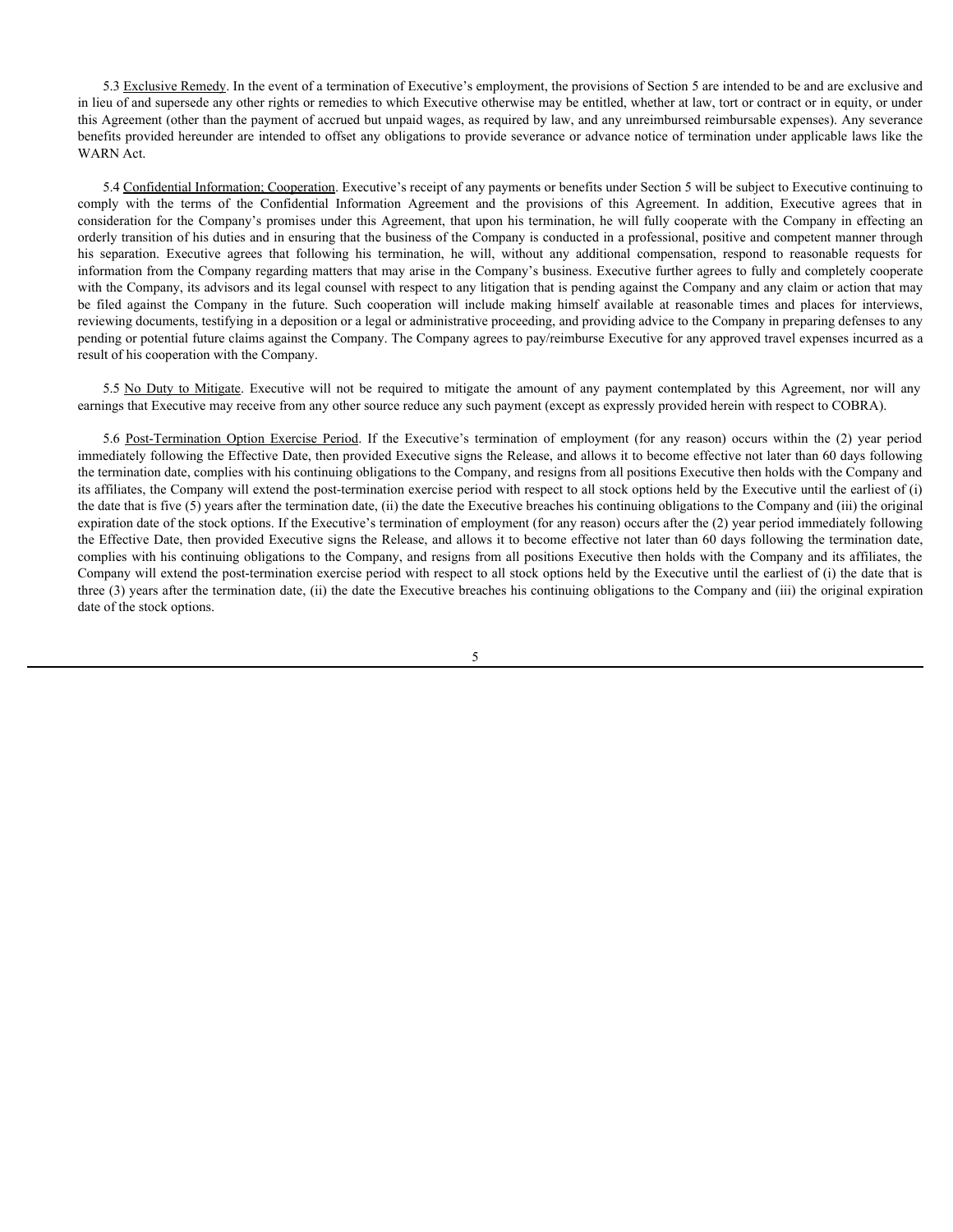5.3 Exclusive Remedy. In the event of a termination of Executive's employment, the provisions of Section 5 are intended to be and are exclusive and in lieu of and supersede any other rights or remedies to which Executive otherwise may be entitled, whether at law, tort or contract or in equity, or under this Agreement (other than the payment of accrued but unpaid wages, as required by law, and any unreimbursed reimbursable expenses). Any severance benefits provided hereunder are intended to offset any obligations to provide severance or advance notice of termination under applicable laws like the WARN Act.

5.4 Confidential Information; Cooperation. Executive's receipt of any payments or benefits under Section 5 will be subject to Executive continuing to comply with the terms of the Confidential Information Agreement and the provisions of this Agreement. In addition, Executive agrees that in consideration for the Company's promises under this Agreement, that upon his termination, he will fully cooperate with the Company in effecting an orderly transition of his duties and in ensuring that the business of the Company is conducted in a professional, positive and competent manner through his separation. Executive agrees that following his termination, he will, without any additional compensation, respond to reasonable requests for information from the Company regarding matters that may arise in the Company's business. Executive further agrees to fully and completely cooperate with the Company, its advisors and its legal counsel with respect to any litigation that is pending against the Company and any claim or action that may be filed against the Company in the future. Such cooperation will include making himself available at reasonable times and places for interviews, reviewing documents, testifying in a deposition or a legal or administrative proceeding, and providing advice to the Company in preparing defenses to any pending or potential future claims against the Company. The Company agrees to pay/reimburse Executive for any approved travel expenses incurred as a result of his cooperation with the Company.

5.5 No Duty to Mitigate. Executive will not be required to mitigate the amount of any payment contemplated by this Agreement, nor will any earnings that Executive may receive from any other source reduce any such payment (except as expressly provided herein with respect to COBRA).

5.6 Post-Termination Option Exercise Period. If the Executive's termination of employment (for any reason) occurs within the (2) year period immediately following the Effective Date, then provided Executive signs the Release, and allows it to become effective not later than 60 days following the termination date, complies with his continuing obligations to the Company, and resigns from all positions Executive then holds with the Company and its affiliates, the Company will extend the post-termination exercise period with respect to all stock options held by the Executive until the earliest of (i) the date that is five (5) years after the termination date, (ii) the date the Executive breaches his continuing obligations to the Company and (iii) the original expiration date of the stock options. If the Executive's termination of employment (for any reason) occurs after the (2) year period immediately following the Effective Date, then provided Executive signs the Release, and allows it to become effective not later than 60 days following the termination date, complies with his continuing obligations to the Company, and resigns from all positions Executive then holds with the Company and its affiliates, the Company will extend the post-termination exercise period with respect to all stock options held by the Executive until the earliest of (i) the date that is three (3) years after the termination date, (ii) the date the Executive breaches his continuing obligations to the Company and (iii) the original expiration date of the stock options.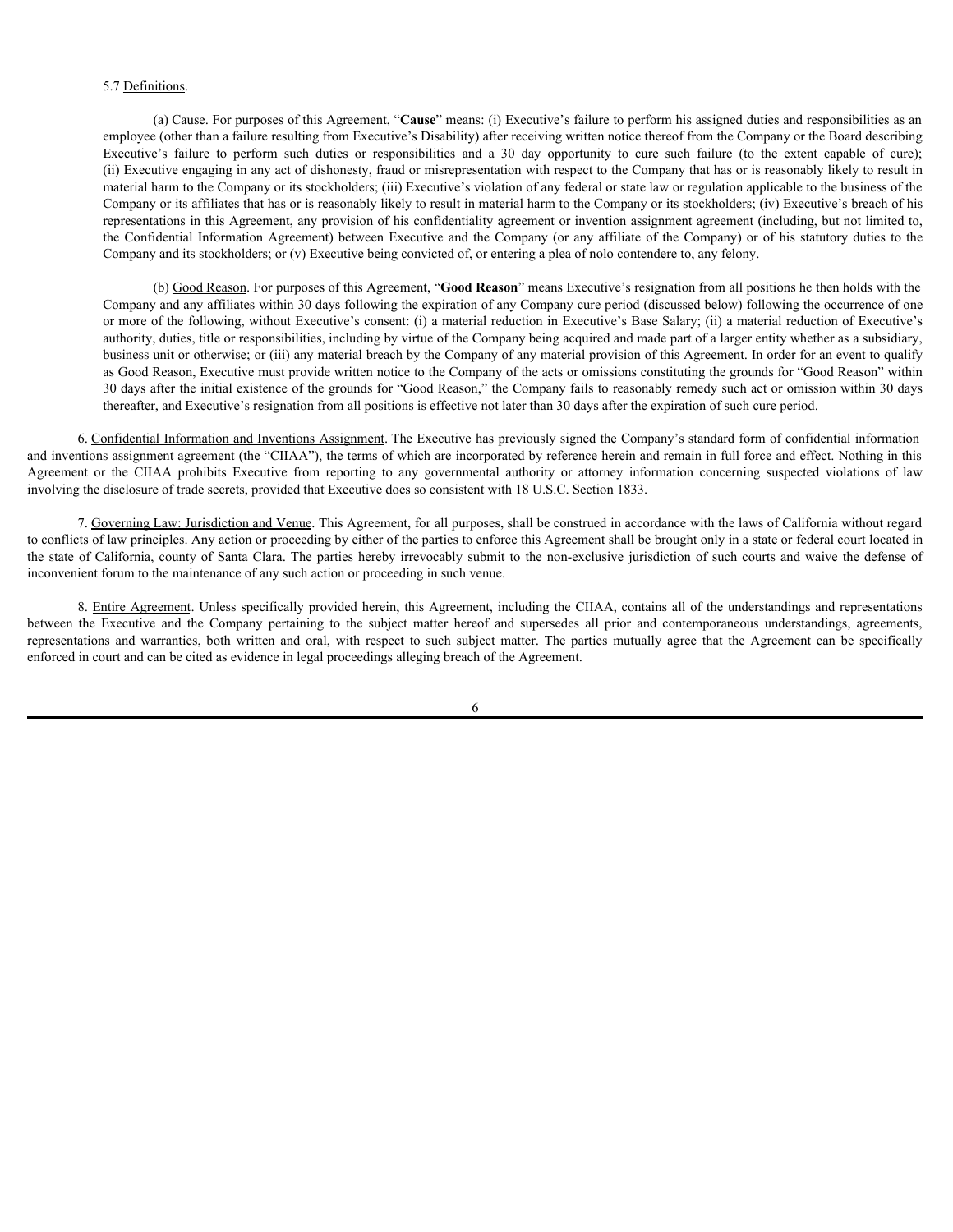5.7 Definitions.

(a) Cause. For purposes of this Agreement, "**Cause**" means: (i) Executive's failure to perform his assigned duties and responsibilities as an employee (other than a failure resulting from Executive's Disability) after receiving written notice thereof from the Company or the Board describing Executive's failure to perform such duties or responsibilities and a 30 day opportunity to cure such failure (to the extent capable of cure); (ii) Executive engaging in any act of dishonesty, fraud or misrepresentation with respect to the Company that has or is reasonably likely to result in material harm to the Company or its stockholders; (iii) Executive's violation of any federal or state law or regulation applicable to the business of the Company or its affiliates that has or is reasonably likely to result in material harm to the Company or its stockholders; (iv) Executive's breach of his representations in this Agreement, any provision of his confidentiality agreement or invention assignment agreement (including, but not limited to, the Confidential Information Agreement) between Executive and the Company (or any affiliate of the Company) or of his statutory duties to the Company and its stockholders; or (v) Executive being convicted of, or entering a plea of nolo contendere to, any felony.

(b) Good Reason. For purposes of this Agreement, "**Good Reason**" means Executive's resignation from all positions he then holds with the Company and any affiliates within 30 days following the expiration of any Company cure period (discussed below) following the occurrence of one or more of the following, without Executive's consent: (i) a material reduction in Executive's Base Salary; (ii) a material reduction of Executive's authority, duties, title or responsibilities, including by virtue of the Company being acquired and made part of a larger entity whether as a subsidiary, business unit or otherwise; or (iii) any material breach by the Company of any material provision of this Agreement. In order for an event to qualify as Good Reason, Executive must provide written notice to the Company of the acts or omissions constituting the grounds for "Good Reason" within 30 days after the initial existence of the grounds for "Good Reason," the Company fails to reasonably remedy such act or omission within 30 days thereafter, and Executive's resignation from all positions is effective not later than 30 days after the expiration of such cure period.

6. Confidential Information and Inventions Assignment. The Executive has previously signed the Company's standard form of confidential information and inventions assignment agreement (the "CIIAA"), the terms of which are incorporated by reference herein and remain in full force and effect. Nothing in this Agreement or the CIIAA prohibits Executive from reporting to any governmental authority or attorney information concerning suspected violations of law involving the disclosure of trade secrets, provided that Executive does so consistent with 18 U.S.C. Section 1833.

7. Governing Law; Jurisdiction and Venue. This Agreement, for all purposes, shall be construed in accordance with the laws of California without regard to conflicts of law principles. Any action or proceeding by either of the parties to enforce this Agreement shall be brought only in a state or federal court located in the state of California, county of Santa Clara. The parties hereby irrevocably submit to the non-exclusive jurisdiction of such courts and waive the defense of inconvenient forum to the maintenance of any such action or proceeding in such venue.

8. Entire Agreement. Unless specifically provided herein, this Agreement, including the CIIAA, contains all of the understandings and representations between the Executive and the Company pertaining to the subject matter hereof and supersedes all prior and contemporaneous understandings, agreements, representations and warranties, both written and oral, with respect to such subject matter. The parties mutually agree that the Agreement can be specifically enforced in court and can be cited as evidence in legal proceedings alleging breach of the Agreement.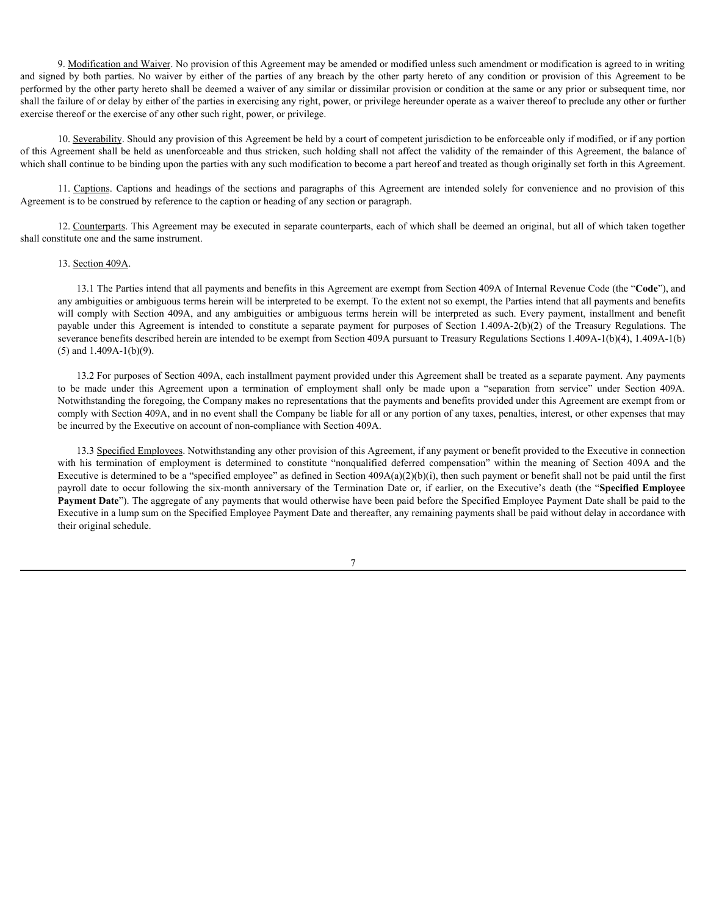9. Modification and Waiver. No provision of this Agreement may be amended or modified unless such amendment or modification is agreed to in writing and signed by both parties. No waiver by either of the parties of any breach by the other party hereto of any condition or provision of this Agreement to be performed by the other party hereto shall be deemed a waiver of any similar or dissimilar provision or condition at the same or any prior or subsequent time, nor shall the failure of or delay by either of the parties in exercising any right, power, or privilege hereunder operate as a waiver thereof to preclude any other or further exercise thereof or the exercise of any other such right, power, or privilege.

10. Severability. Should any provision of this Agreement be held by a court of competent jurisdiction to be enforceable only if modified, or if any portion of this Agreement shall be held as unenforceable and thus stricken, such holding shall not affect the validity of the remainder of this Agreement, the balance of which shall continue to be binding upon the parties with any such modification to become a part hereof and treated as though originally set forth in this Agreement.

11. Captions. Captions and headings of the sections and paragraphs of this Agreement are intended solely for convenience and no provision of this Agreement is to be construed by reference to the caption or heading of any section or paragraph.

12. Counterparts. This Agreement may be executed in separate counterparts, each of which shall be deemed an original, but all of which taken together shall constitute one and the same instrument.

13. Section 409A.

13.1 The Parties intend that all payments and benefits in this Agreement are exempt from Section 409A of Internal Revenue Code (the "**Code**"), and any ambiguities or ambiguous terms herein will be interpreted to be exempt. To the extent not so exempt, the Parties intend that all payments and benefits will comply with Section 409A, and any ambiguities or ambiguous terms herein will be interpreted as such. Every payment, installment and benefit payable under this Agreement is intended to constitute a separate payment for purposes of Section 1.409A-2(b)(2) of the Treasury Regulations. The severance benefits described herein are intended to be exempt from Section 409A pursuant to Treasury Regulations Sections 1.409A-1(b)(4), 1.409A-1(b)(5) and 1.409A-1(b)(9).

13.2 For purposes of Section 409A, each installment payment provided under this Agreement shall be treated as a separate payment. Any payments to be made under this Agreement upon a termination of employment shall only be made upon a "separation from service" under Section 409A. Notwithstanding the foregoing, the Company makes no representations that the payments and benefits provided under this Agreement are exempt from or comply with Section 409A, and in no event shall the Company be liable for all or any portion of any taxes, penalties, interest, or other expenses that may be incurred by the Executive on account of non-compliance with Section 409A.

13.3 Specified Employees. Notwithstanding any other provision of this Agreement, if any payment or benefit provided to the Executive in connection with his termination of employment is determined to constitute "nonqualified deferred compensation" within the meaning of Section 409A and the Executive is determined to be a "specified employee" as defined in Section 409A(a)(2)(b)(i), then such payment or benefit shall not be paid until the first payroll date to occur following the six-month anniversary of the Termination Date or, if earlier, on the Executive's death (the "**Specified Employee Payment Date**"). The aggregate of any payments that would otherwise have been paid before the Specified Employee Payment Date shall be paid to the Executive in a lump sum on the Specified Employee Payment Date and thereafter, any remaining payments shall be paid without delay in accordance with their original schedule.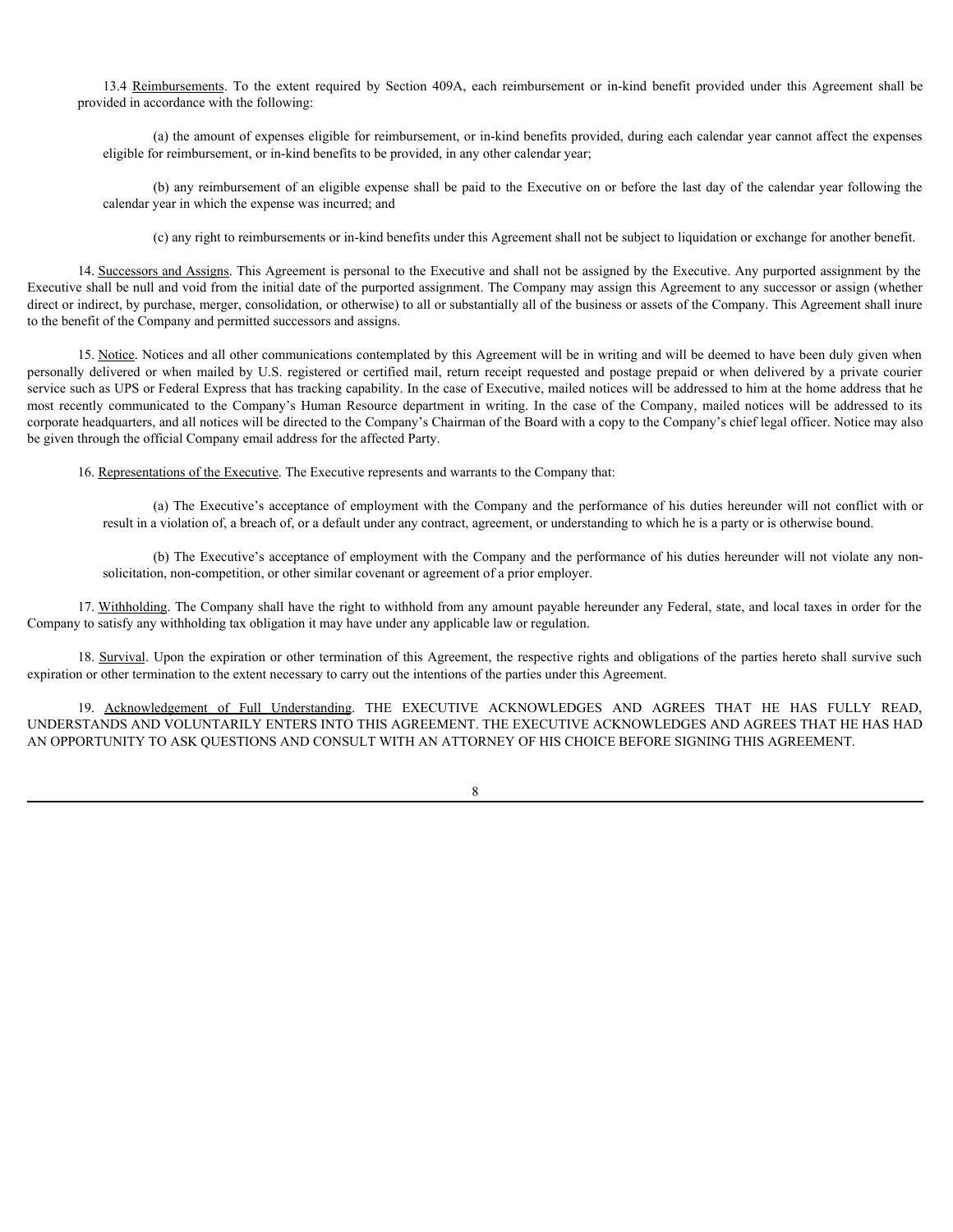13.4 Reimbursements. To the extent required by Section 409A, each reimbursement or in-kind benefit provided under this Agreement shall be provided in accordance with the following:

(a) the amount of expenses eligible for reimbursement, or in-kind benefits provided, during each calendar year cannot affect the expenses eligible for reimbursement, or in-kind benefits to be provided, in any other calendar year;

(b) any reimbursement of an eligible expense shall be paid to the Executive on or before the last day of the calendar year following the calendar year in which the expense was incurred; and

(c) any right to reimbursements or in-kind benefits under this Agreement shall not be subject to liquidation or exchange for another benefit.

14. Successors and Assigns. This Agreement is personal to the Executive and shall not be assigned by the Executive. Any purported assignment by the Executive shall be null and void from the initial date of the purported assignment. The Company may assign this Agreement to any successor or assign (whether direct or indirect, by purchase, merger, consolidation, or otherwise) to all or substantially all of the business or assets of the Company. This Agreement shall inure to the benefit of the Company and permitted successors and assigns.

15. Notice. Notices and all other communications contemplated by this Agreement will be in writing and will be deemed to have been duly given when personally delivered or when mailed by U.S. registered or certified mail, return receipt requested and postage prepaid or when delivered by a private courier service such as UPS or Federal Express that has tracking capability. In the case of Executive, mailed notices will be addressed to him at the home address that he most recently communicated to the Company's Human Resource department in writing. In the case of the Company, mailed notices will be addressed to its corporate headquarters, and all notices will be directed to the Company's Chairman of the Board with a copy to the Company's chief legal officer. Notice may also be given through the official Company email address for the affected Party.

16. Representations of the Executive. The Executive represents and warrants to the Company that:

(a) The Executive's acceptance of employment with the Company and the performance of his duties hereunder will not conflict with or result in a violation of, a breach of, or a default under any contract, agreement, or understanding to which he is a party or is otherwise bound.

(b) The Executive's acceptance of employment with the Company and the performance of his duties hereunder will not violate any non-solicitation, non-competition, or other similar covenant or agreement of a prior employer.

17. Withholding. The Company shall have the right to withhold from any amount payable hereunder any Federal, state, and local taxes in order for the Company to satisfy any withholding tax obligation it may have under any applicable law or regulation.

18. Survival. Upon the expiration or other termination of this Agreement, the respective rights and obligations of the parties hereto shall survive such expiration or other termination to the extent necessary to carry out the intentions of the parties under this Agreement.

19. Acknowledgement of Full Understanding. THE EXECUTIVE ACKNOWLEDGES AND AGREES THAT HE HAS FULLY READ, UNDERSTANDS AND VOLUNTARILY ENTERS INTO THIS AGREEMENT. THE EXECUTIVE ACKNOWLEDGES AND AGREES THAT HE HAS HAD AN OPPORTUNITY TO ASK QUESTIONS AND CONSULT WITH AN ATTORNEY OF HIS CHOICE BEFORE SIGNING THIS AGREEMENT.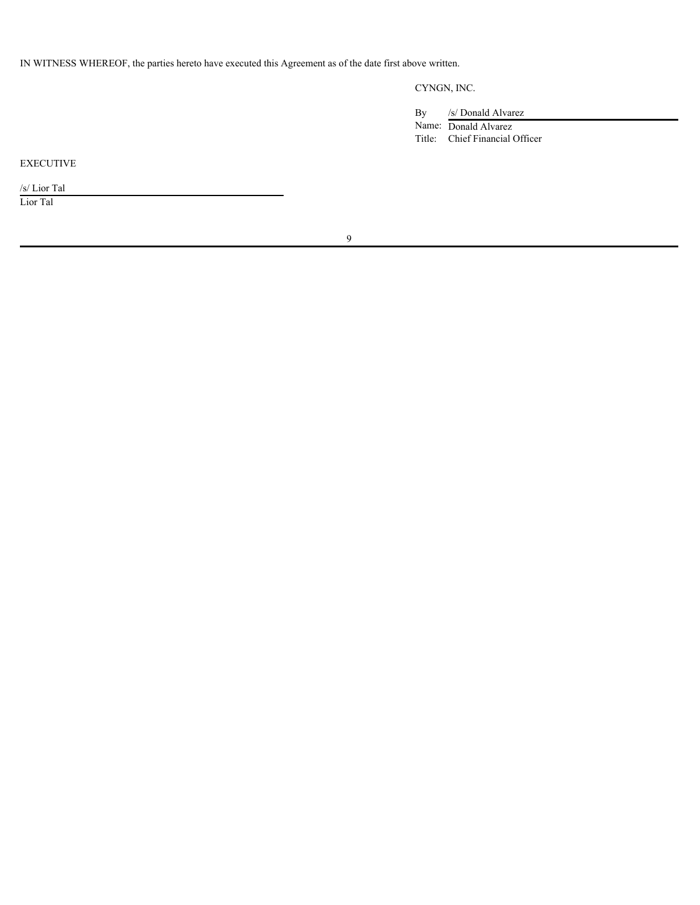IN WITNESS WHEREOF, the parties hereto have executed this Agreement as of the date first above written.

CYNGN, INC.

By /s/ Donald Alvarez
Name: Donald Alvarez
Title: Chief Financial Officer

EXECUTIVE

/s/ Lior Tal
Lior Tal